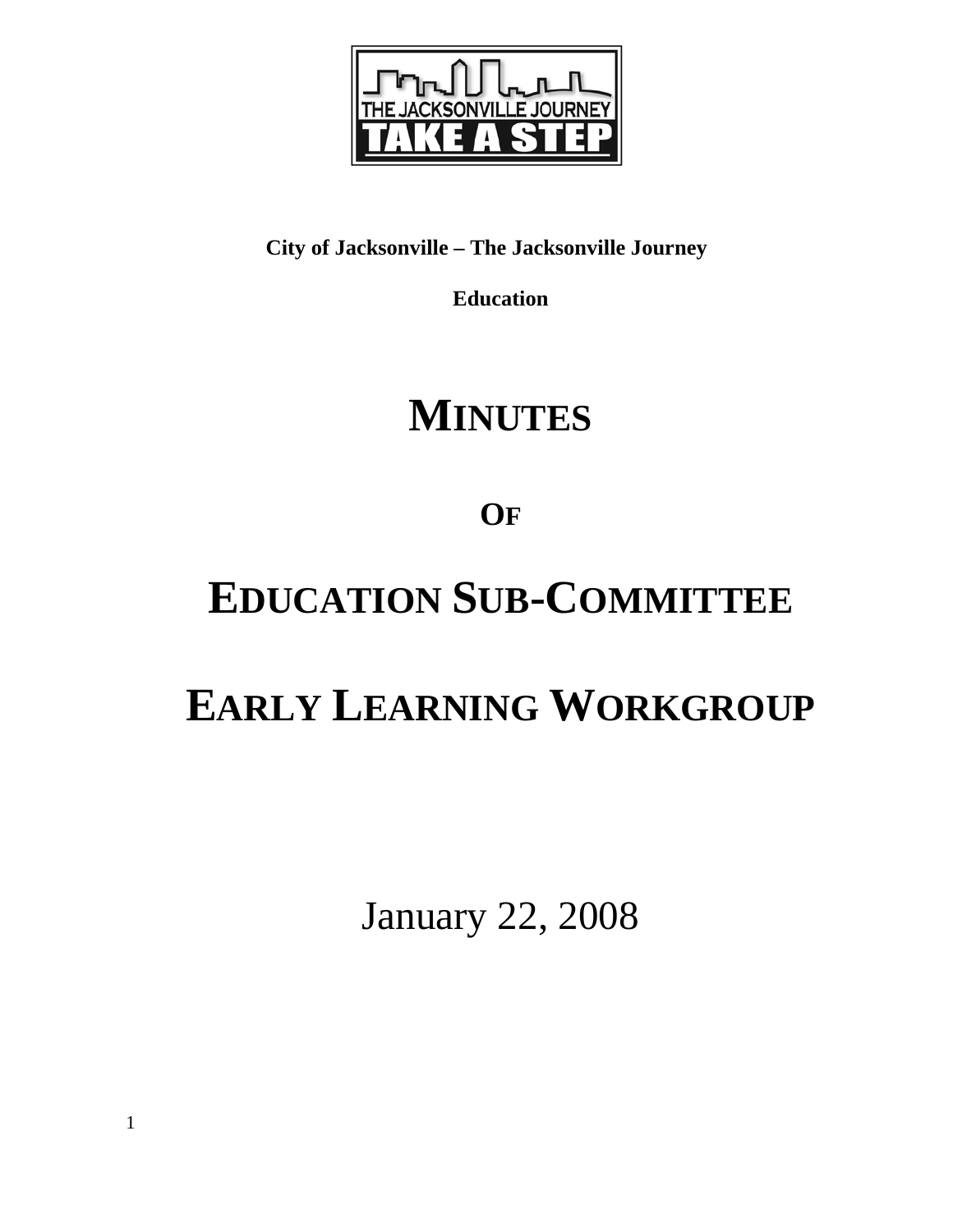**City of Jacksonville – The Jacksonville Journey**

**Education**

# MINUTES

# OF

# EDUCATION SUB-COMMITTEE

# EARLY LEARNING WORKGROUP

January 22, 2008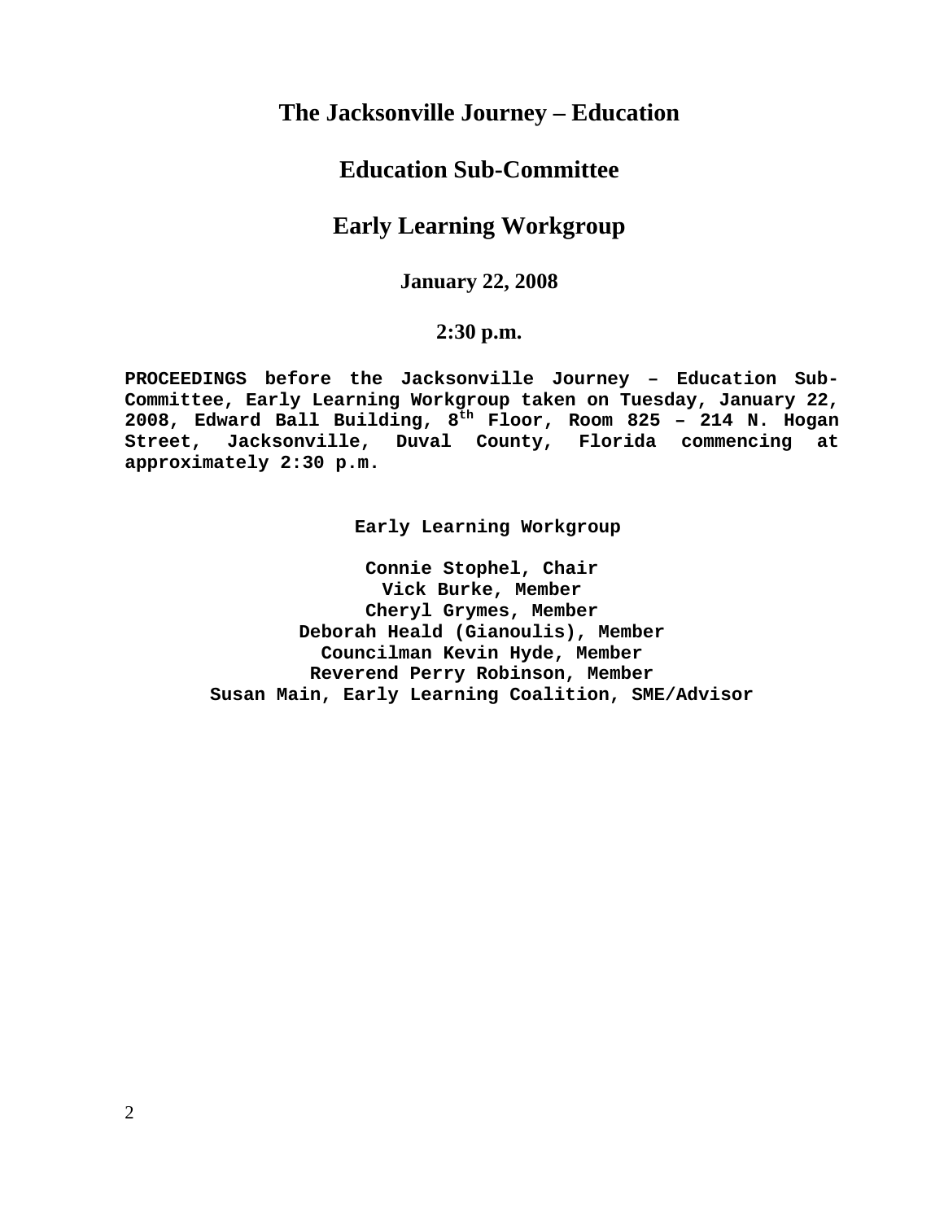# The Jacksonville Journey – Education

## Education Sub-Committee

## Early Learning Workgroup

**January 22, 2008**

**2:30 p.m.**

**PROCEEDINGS before the Jacksonville Journey – Education Sub-Committee, Early Learning Workgroup taken on Tuesday, January 22, 2008, Edward Ball Building, 8th Floor, Room 825 – 214 N. Hogan Street, Jacksonville, Duval County, Florida commencing at approximately 2:30 p.m.**

**Early Learning Workgroup**

**Connie Stophel, Chair**
**Vick Burke, Member**
**Cheryl Grymes, Member**
**Deborah Heald (Gianoulis), Member**
**Councilman Kevin Hyde, Member**
**Reverend Perry Robinson, Member**
**Susan Main, Early Learning Coalition, SME/Advisor**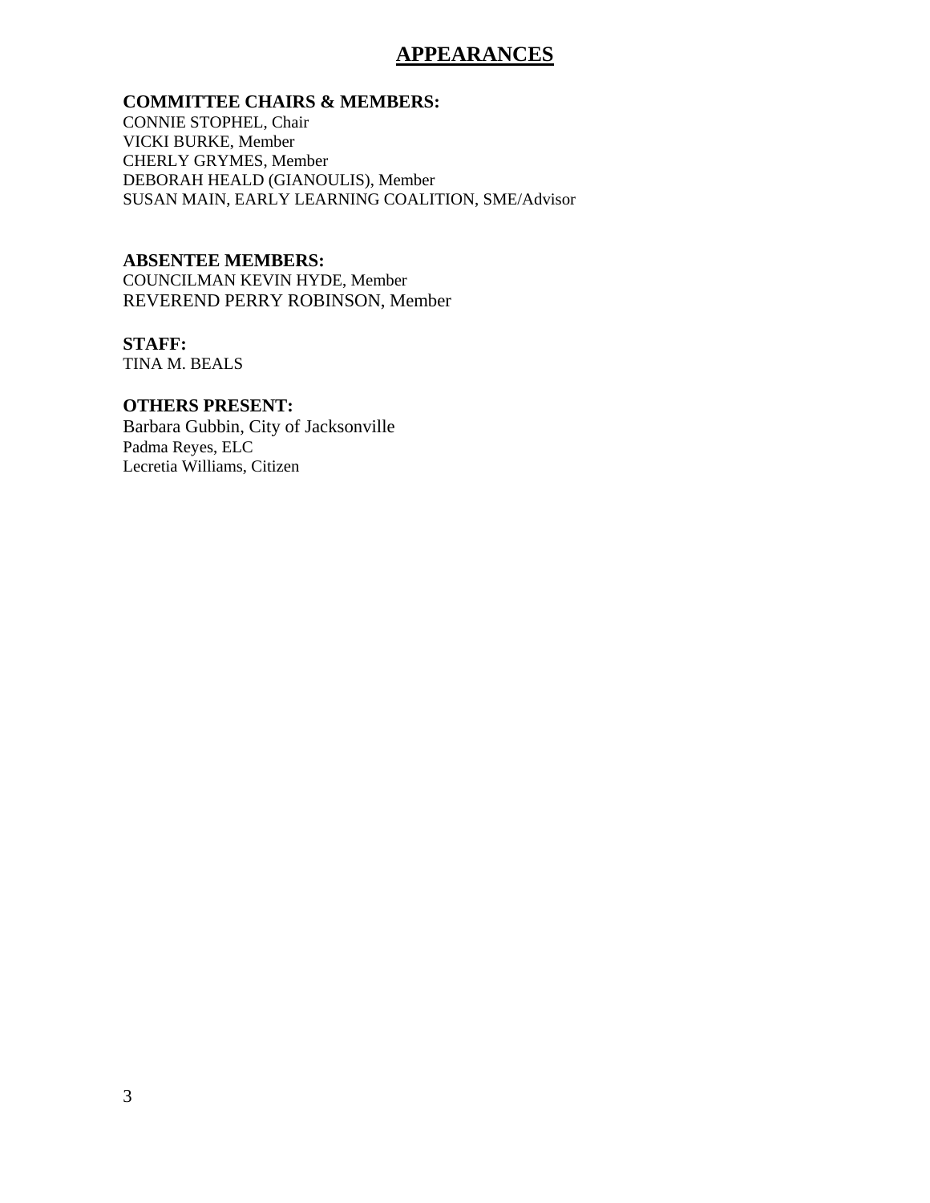# APPEARANCES

**COMMITTEE CHAIRS & MEMBERS:**
CONNIE STOPHEL, Chair
VICKI BURKE, Member
CHERLY GRYMES, Member
DEBORAH HEALD (GIANOULIS), Member
SUSAN MAIN, EARLY LEARNING COALITION, SME/Advisor

**ABSENTEE MEMBERS:**
COUNCILMAN KEVIN HYDE, Member
REVEREND PERRY ROBINSON, Member

**STAFF:**
TINA M. BEALS

**OTHERS PRESENT:**
Barbara Gubbin, City of Jacksonville
Padma Reyes, ELC
Lecretia Williams, Citizen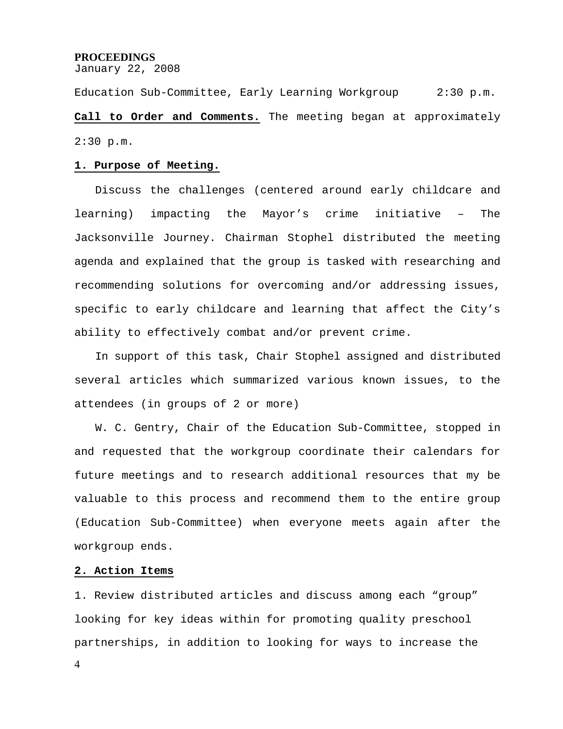**PROCEEDINGS**
January 22, 2008

Education Sub-Committee, Early Learning Workgroup 2:30 p.m.

**Call to Order and Comments.** The meeting began at approximately 2:30 p.m.

**1. Purpose of Meeting.**

Discuss the challenges (centered around early childcare and learning) impacting the Mayor's crime initiative – The Jacksonville Journey. Chairman Stophel distributed the meeting agenda and explained that the group is tasked with researching and recommending solutions for overcoming and/or addressing issues, specific to early childcare and learning that affect the City's ability to effectively combat and/or prevent crime.

In support of this task, Chair Stophel assigned and distributed several articles which summarized various known issues, to the attendees (in groups of 2 or more)

W. C. Gentry, Chair of the Education Sub-Committee, stopped in and requested that the workgroup coordinate their calendars for future meetings and to research additional resources that my be valuable to this process and recommend them to the entire group (Education Sub-Committee) when everyone meets again after the workgroup ends.

**2. Action Items**

1. Review distributed articles and discuss among each "group" looking for key ideas within for promoting quality preschool partnerships, in addition to looking for ways to increase the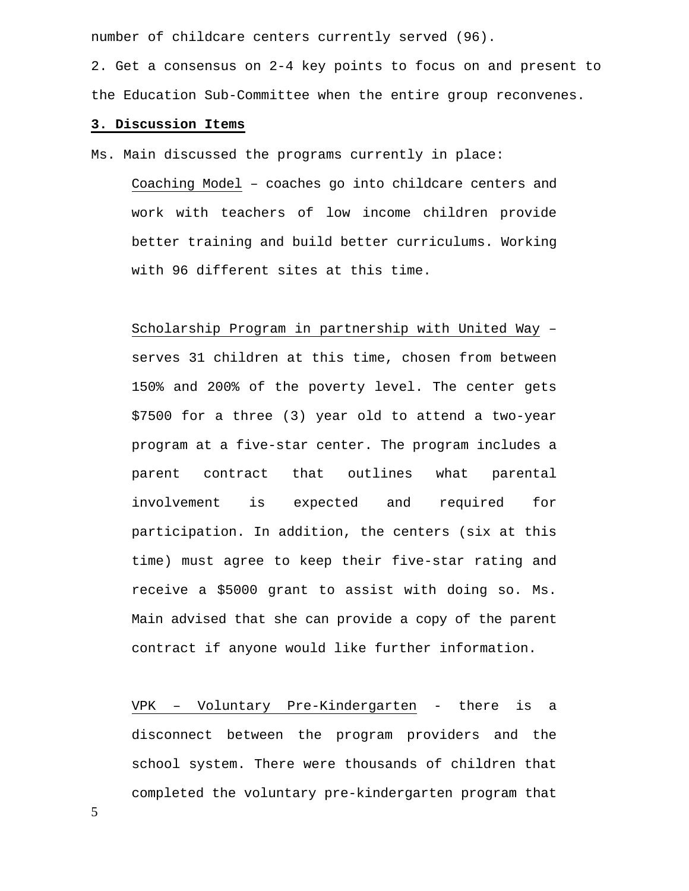number of childcare centers currently served (96).

2. Get a consensus on 2-4 key points to focus on and present to the Education Sub-Committee when the entire group reconvenes.

**3. Discussion Items**

Ms. Main discussed the programs currently in place:

Coaching Model – coaches go into childcare centers and work with teachers of low income children provide better training and build better curriculums. Working with 96 different sites at this time.

Scholarship Program in partnership with United Way – serves 31 children at this time, chosen from between 150% and 200% of the poverty level. The center gets $7500 for a three (3) year old to attend a two-year program at a five-star center. The program includes a parent contract that outlines what parental involvement is expected and required for participation. In addition, the centers (six at this time) must agree to keep their five-star rating and receive a $5000 grant to assist with doing so. Ms. Main advised that she can provide a copy of the parent contract if anyone would like further information.

VPK – Voluntary Pre-Kindergarten - there is a disconnect between the program providers and the school system. There were thousands of children that completed the voluntary pre-kindergarten program that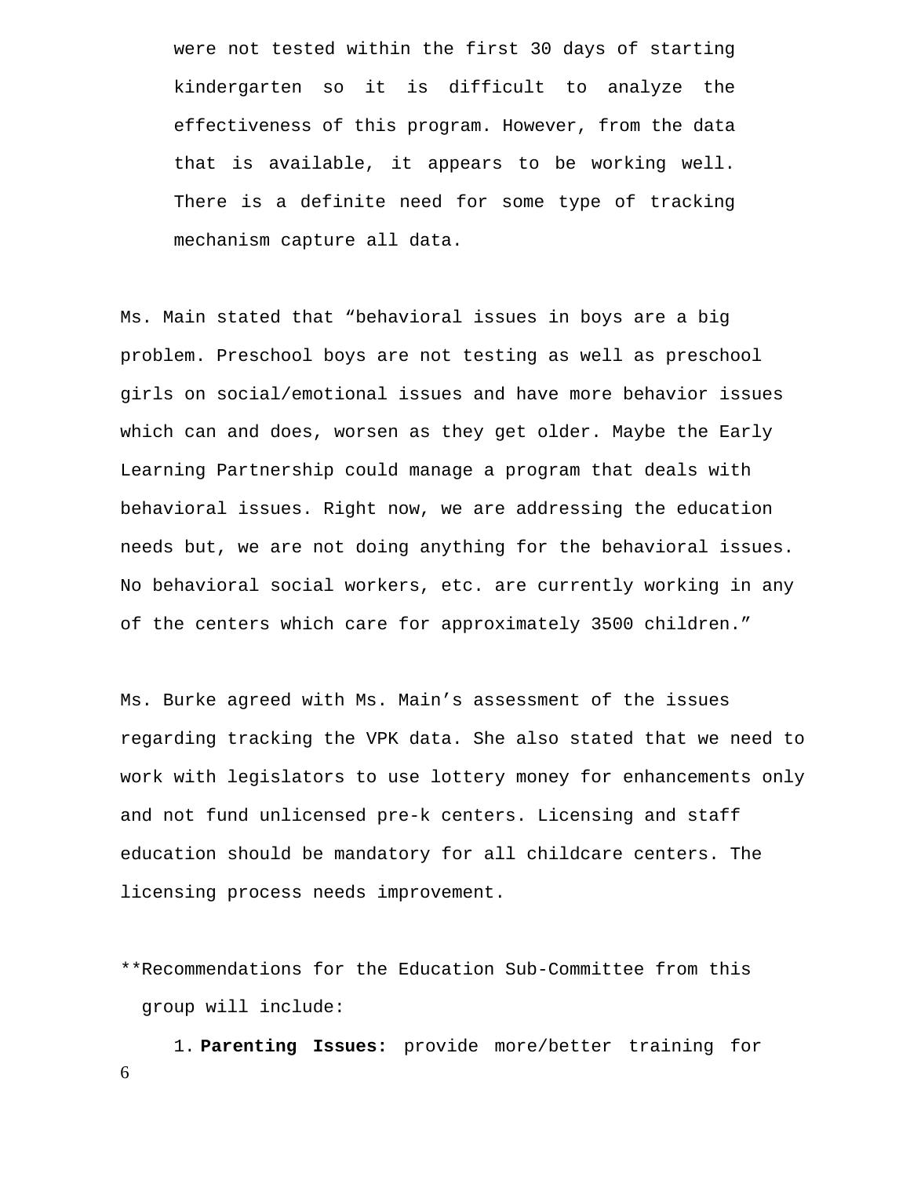were not tested within the first 30 days of starting kindergarten so it is difficult to analyze the effectiveness of this program. However, from the data that is available, it appears to be working well. There is a definite need for some type of tracking mechanism capture all data.

Ms. Main stated that “behavioral issues in boys are a big problem. Preschool boys are not testing as well as preschool girls on social/emotional issues and have more behavior issues which can and does, worsen as they get older. Maybe the Early Learning Partnership could manage a program that deals with behavioral issues. Right now, we are addressing the education needs but, we are not doing anything for the behavioral issues. No behavioral social workers, etc. are currently working in any of the centers which care for approximately 3500 children.”

Ms. Burke agreed with Ms. Main’s assessment of the issues regarding tracking the VPK data. She also stated that we need to work with legislators to use lottery money for enhancements only and not fund unlicensed pre-k centers. Licensing and staff education should be mandatory for all childcare centers. The licensing process needs improvement.

**Recommendations for the Education Sub-Committee from this group will include:

1. **Parenting Issues:** provide more/better training for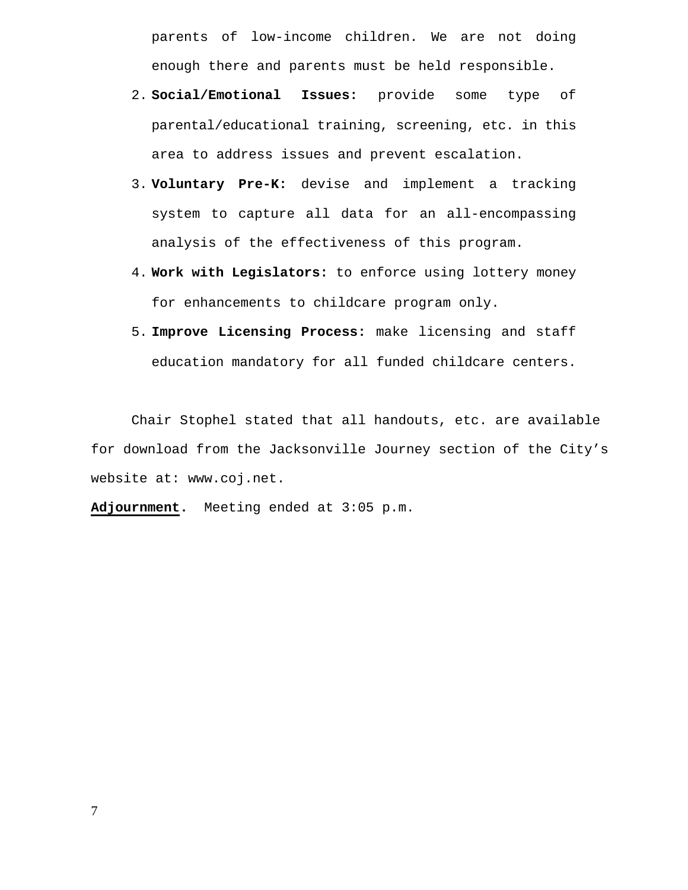parents of low-income children. We are not doing enough there and parents must be held responsible.

2. **Social/Emotional Issues:** provide some type of parental/educational training, screening, etc. in this area to address issues and prevent escalation.
3. **Voluntary Pre-K:** devise and implement a tracking system to capture all data for an all-encompassing analysis of the effectiveness of this program.
4. **Work with Legislators:** to enforce using lottery money for enhancements to childcare program only.
5. **Improve Licensing Process:** make licensing and staff education mandatory for all funded childcare centers.

Chair Stophel stated that all handouts, etc. are available for download from the Jacksonville Journey section of the City's website at: www.coj.net.

**Adjournment.** Meeting ended at 3:05 p.m.